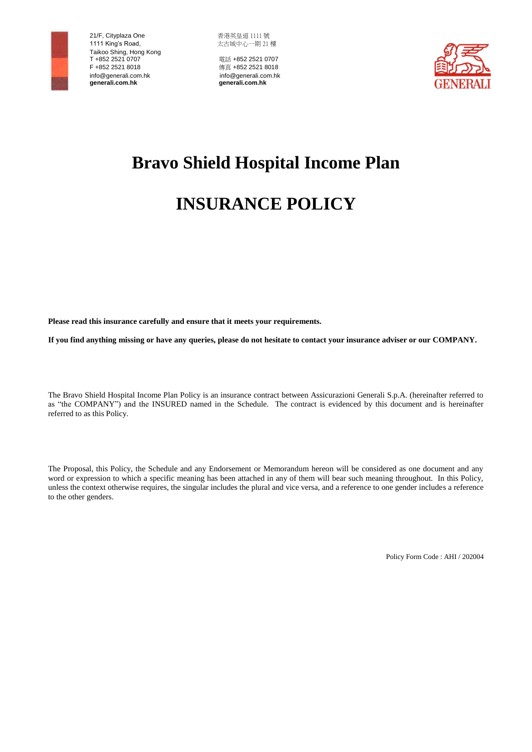21/F, Cityplaza One
1111 King's Road,
Taikoo Shing, Hong Kong
T +852 2521 0707
F +852 2521 8018
info@generali.com.hk
**generali.com.hk**

香港英皇道 1111 號
太古城中心一期 21 樓

電話 +852 2521 0707
傳真 +852 2521 8018
info@generali.com.hk
**generali.com.hk**

GENERALI

# Bravo Shield Hospital Income Plan

# INSURANCE POLICY

**Please read this insurance carefully and ensure that it meets your requirements.**

**If you find anything missing or have any queries, please do not hesitate to contact your insurance adviser or our COMPANY.**

The Bravo Shield Hospital Income Plan Policy is an insurance contract between Assicurazioni Generali S.p.A. (hereinafter referred to as "the COMPANY") and the INSURED named in the Schedule. The contract is evidenced by this document and is hereinafter referred to as this Policy.

The Proposal, this Policy, the Schedule and any Endorsement or Memorandum hereon will be considered as one document and any word or expression to which a specific meaning has been attached in any of them will bear such meaning throughout. In this Policy, unless the context otherwise requires, the singular includes the plural and vice versa, and a reference to one gender includes a reference to the other genders.

Policy Form Code : AHI / 202004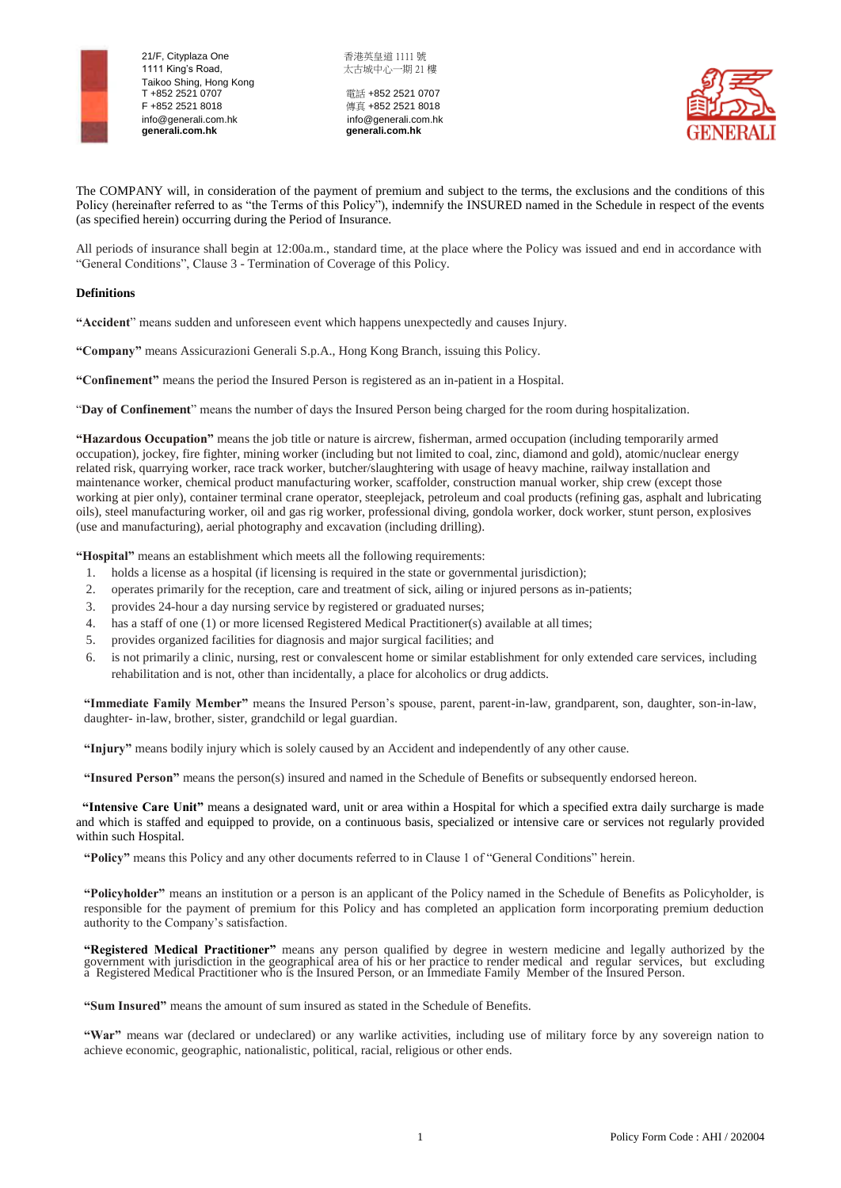21/F, Cityplaza One
1111 King's Road,
Taikoo Shing, Hong Kong
T +852 2521 0707
F +852 2521 8018
info@generali.com.hk
**generali.com.hk**

香港英皇道 1111 號
太古城中心一期 21 樓

電話 +852 2521 0707
傳真 +852 2521 8018
info@generali.com.hk
**generali.com.hk**

The COMPANY will, in consideration of the payment of premium and subject to the terms, the exclusions and the conditions of this Policy (hereinafter referred to as "the Terms of this Policy"), indemnify the INSURED named in the Schedule in respect of the events (as specified herein) occurring during the Period of Insurance.

All periods of insurance shall begin at 12:00a.m., standard time, at the place where the Policy was issued and end in accordance with "General Conditions", Clause 3 - Termination of Coverage of this Policy.

**Definitions**

**"Accident**" means sudden and unforeseen event which happens unexpectedly and causes Injury.

**"Company"** means Assicurazioni Generali S.p.A., Hong Kong Branch, issuing this Policy.

**"Confinement"** means the period the Insured Person is registered as an in-patient in a Hospital.

"**Day of Confinement**" means the number of days the Insured Person being charged for the room during hospitalization.

**"Hazardous Occupation"** means the job title or nature is aircrew, fisherman, armed occupation (including temporarily armed occupation), jockey, fire fighter, mining worker (including but not limited to coal, zinc, diamond and gold), atomic/nuclear energy related risk, quarrying worker, race track worker, butcher/slaughtering with usage of heavy machine, railway installation and maintenance worker, chemical product manufacturing worker, scaffolder, construction manual worker, ship crew (except those working at pier only), container terminal crane operator, steeplejack, petroleum and coal products (refining gas, asphalt and lubricating oils), steel manufacturing worker, oil and gas rig worker, professional diving, gondola worker, dock worker, stunt person, explosives (use and manufacturing), aerial photography and excavation (including drilling).

**"Hospital"** means an establishment which meets all the following requirements:

1. holds a license as a hospital (if licensing is required in the state or governmental jurisdiction);
2. operates primarily for the reception, care and treatment of sick, ailing or injured persons as in-patients;
3. provides 24-hour a day nursing service by registered or graduated nurses;
4. has a staff of one (1) or more licensed Registered Medical Practitioner(s) available at all times;
5. provides organized facilities for diagnosis and major surgical facilities; and
6. is not primarily a clinic, nursing, rest or convalescent home or similar establishment for only extended care services, including rehabilitation and is not, other than incidentally, a place for alcoholics or drug addicts.

**"Immediate Family Member"** means the Insured Person's spouse, parent, parent-in-law, grandparent, son, daughter, son-in-law, daughter- in-law, brother, sister, grandchild or legal guardian.

**"Injury"** means bodily injury which is solely caused by an Accident and independently of any other cause.

**"Insured Person"** means the person(s) insured and named in the Schedule of Benefits or subsequently endorsed hereon.

**"Intensive Care Unit"** means a designated ward, unit or area within a Hospital for which a specified extra daily surcharge is made and which is staffed and equipped to provide, on a continuous basis, specialized or intensive care or services not regularly provided within such Hospital.

**"Policy"** means this Policy and any other documents referred to in Clause 1 of "General Conditions" herein.

**"Policyholder"** means an institution or a person is an applicant of the Policy named in the Schedule of Benefits as Policyholder, is responsible for the payment of premium for this Policy and has completed an application form incorporating premium deduction authority to the Company's satisfaction.

**"Registered Medical Practitioner"** means any person qualified by degree in western medicine and legally authorized by the government with jurisdiction in the geographical area of his or her practice to render medical and regular services, but excluding a Registered Medical Practitioner who is the Insured Person, or an Immediate Family Member of the Insured Person.

**"Sum Insured"** means the amount of sum insured as stated in the Schedule of Benefits.

**"War"** means war (declared or undeclared) or any warlike activities, including use of military force by any sovereign nation to achieve economic, geographic, nationalistic, political, racial, religious or other ends.

Policy Form Code : AHI / 202004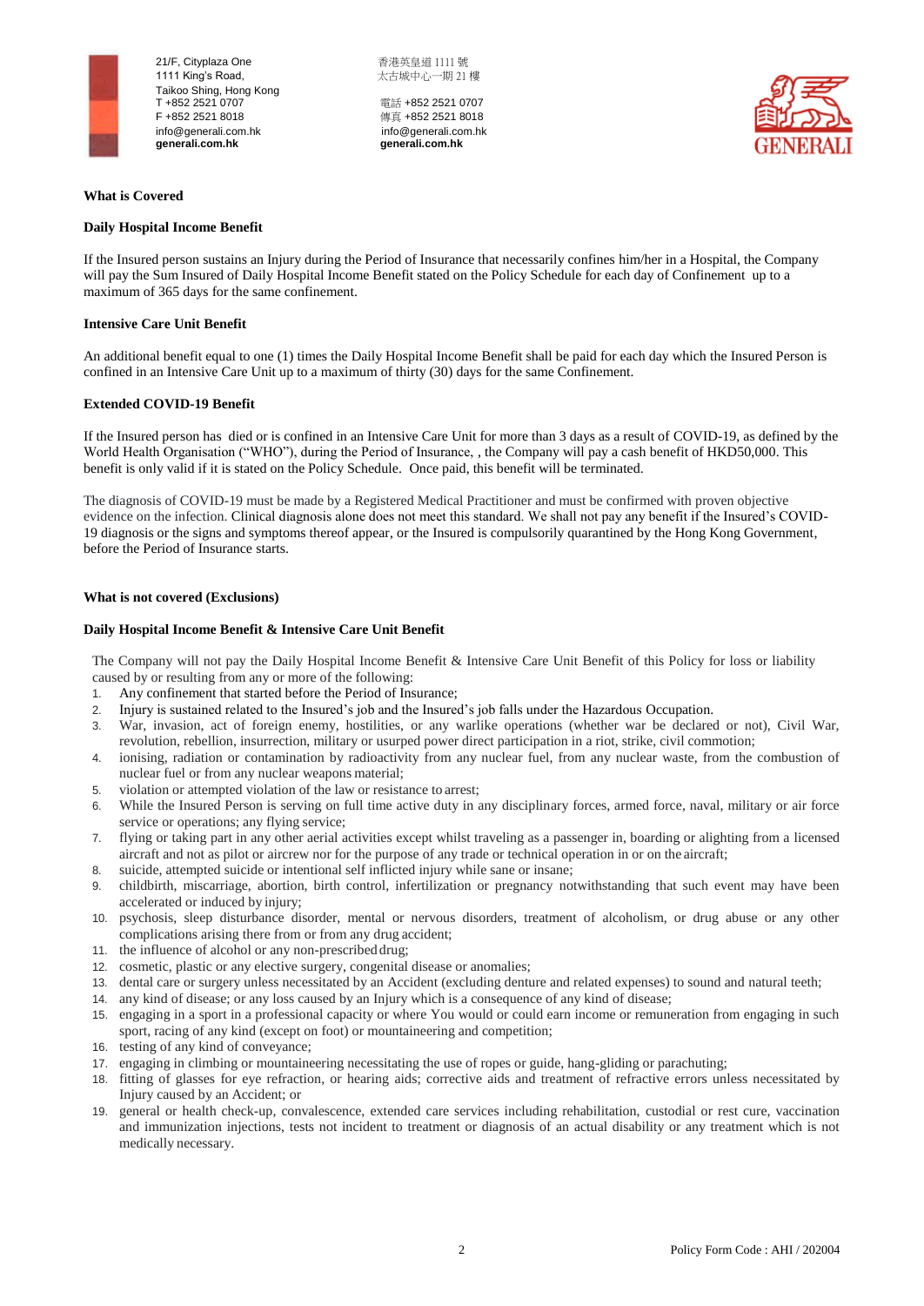**What is Covered**

**Daily Hospital Income Benefit**

If the Insured person sustains an Injury during the Period of Insurance that necessarily confines him/her in a Hospital, the Company will pay the Sum Insured of Daily Hospital Income Benefit stated on the Policy Schedule for each day of Confinement up to a maximum of 365 days for the same confinement.

**Intensive Care Unit Benefit**

An additional benefit equal to one (1) times the Daily Hospital Income Benefit shall be paid for each day which the Insured Person is confined in an Intensive Care Unit up to a maximum of thirty (30) days for the same Confinement.

**Extended COVID-19 Benefit**

If the Insured person has died or is confined in an Intensive Care Unit for more than 3 days as a result of COVID-19, as defined by the World Health Organisation ("WHO"), during the Period of Insurance, , the Company will pay a cash benefit of HKD50,000. This benefit is only valid if it is stated on the Policy Schedule. Once paid, this benefit will be terminated.

The diagnosis of COVID-19 must be made by a Registered Medical Practitioner and must be confirmed with proven objective evidence on the infection. Clinical diagnosis alone does not meet this standard. We shall not pay any benefit if the Insured's COVID-19 diagnosis or the signs and symptoms thereof appear, or the Insured is compulsorily quarantined by the Hong Kong Government, before the Period of Insurance starts.

**What is not covered (Exclusions)**

**Daily Hospital Income Benefit & Intensive Care Unit Benefit**

The Company will not pay the Daily Hospital Income Benefit & Intensive Care Unit Benefit of this Policy for loss or liability caused by or resulting from any or more of the following:

1. Any confinement that started before the Period of Insurance;
2. Injury is sustained related to the Insured's job and the Insured's job falls under the Hazardous Occupation.
3. War, invasion, act of foreign enemy, hostilities, or any warlike operations (whether war be declared or not), Civil War, revolution, rebellion, insurrection, military or usurped power direct participation in a riot, strike, civil commotion;
4. ionising, radiation or contamination by radioactivity from any nuclear fuel, from any nuclear waste, from the combustion of nuclear fuel or from any nuclear weapons material;
5. violation or attempted violation of the law or resistance to arrest;
6. While the Insured Person is serving on full time active duty in any disciplinary forces, armed force, naval, military or air force service or operations; any flying service;
7. flying or taking part in any other aerial activities except whilst traveling as a passenger in, boarding or alighting from a licensed aircraft and not as pilot or aircrew nor for the purpose of any trade or technical operation in or on the aircraft;
8. suicide, attempted suicide or intentional self inflicted injury while sane or insane;
9. childbirth, miscarriage, abortion, birth control, infertilization or pregnancy notwithstanding that such event may have been accelerated or induced by injury;
10. psychosis, sleep disturbance disorder, mental or nervous disorders, treatment of alcoholism, or drug abuse or any other complications arising there from or from any drug accident;
11. the influence of alcohol or any non-prescribed drug;
12. cosmetic, plastic or any elective surgery, congenital disease or anomalies;
13. dental care or surgery unless necessitated by an Accident (excluding denture and related expenses) to sound and natural teeth;
14. any kind of disease; or any loss caused by an Injury which is a consequence of any kind of disease;
15. engaging in a sport in a professional capacity or where You would or could earn income or remuneration from engaging in such sport, racing of any kind (except on foot) or mountaineering and competition;
16. testing of any kind of conveyance;
17. engaging in climbing or mountaineering necessitating the use of ropes or guide, hang-gliding or parachuting;
18. fitting of glasses for eye refraction, or hearing aids; corrective aids and treatment of refractive errors unless necessitated by Injury caused by an Accident; or
19. general or health check-up, convalescence, extended care services including rehabilitation, custodial or rest cure, vaccination and immunization injections, tests not incident to treatment or diagnosis of an actual disability or any treatment which is not medically necessary.

Policy Form Code : AHI / 202004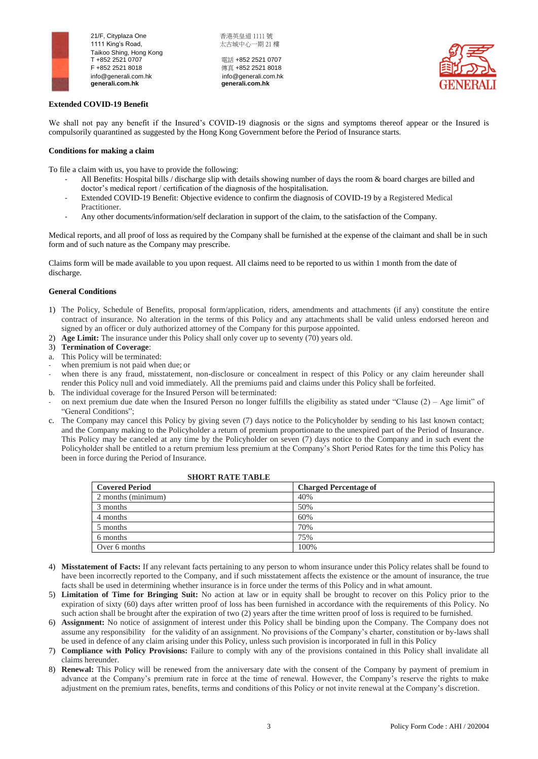**Extended COVID-19 Benefit**

We shall not pay any benefit if the Insured's COVID-19 diagnosis or the signs and symptoms thereof appear or the Insured is compulsorily quarantined as suggested by the Hong Kong Government before the Period of Insurance starts.

**Conditions for making a claim**

To file a claim with us, you have to provide the following:

- All Benefits: Hospital bills / discharge slip with details showing number of days the room & board charges are billed and doctor's medical report / certification of the diagnosis of the hospitalisation.
- Extended COVID-19 Benefit: Objective evidence to confirm the diagnosis of COVID-19 by a Registered Medical Practitioner.
- Any other documents/information/self declaration in support of the claim, to the satisfaction of the Company.

Medical reports, and all proof of loss as required by the Company shall be furnished at the expense of the claimant and shall be in such form and of such nature as the Company may prescribe.

Claims form will be made available to you upon request. All claims need to be reported to us within 1 month from the date of discharge.

**General Conditions**

1) The Policy, Schedule of Benefits, proposal form/application, riders, amendments and attachments (if any) constitute the entire contract of insurance. No alteration in the terms of this Policy and any attachments shall be valid unless endorsed hereon and signed by an officer or duly authorized attorney of the Company for this purpose appointed.
2) **Age Limit:** The insurance under this Policy shall only cover up to seventy (70) years old.
3) **Termination of Coverage**:

a. This Policy will be terminated:
- when premium is not paid when due; or
- when there is any fraud, misstatement, non-disclosure or concealment in respect of this Policy or any claim hereunder shall render this Policy null and void immediately. All the premiums paid and claims under this Policy shall be forfeited.

b. The individual coverage for the Insured Person will be terminated:
- on next premium due date when the Insured Person no longer fulfills the eligibility as stated under "Clause (2) – Age limit" of "General Conditions";

c. The Company may cancel this Policy by giving seven (7) days notice to the Policyholder by sending to his last known contact; and the Company making to the Policyholder a return of premium proportionate to the unexpired part of the Period of Insurance. This Policy may be canceled at any time by the Policyholder on seven (7) days notice to the Company and in such event the Policyholder shall be entitled to a return premium less premium at the Company's Short Period Rates for the time this Policy has been in force during the Period of Insurance.

**SHORT RATE TABLE**

| Covered Period | Charged Percentage of |
|---|---|
| 2 months (minimum) | 40% |
| 3 months | 50% |
| 4 months | 60% |
| 5 months | 70% |
| 6 months | 75% |
| Over 6 months | 100% |

4) **Misstatement of Facts:** If any relevant facts pertaining to any person to whom insurance under this Policy relates shall be found to have been incorrectly reported to the Company, and if such misstatement affects the existence or the amount of insurance, the true facts shall be used in determining whether insurance is in force under the terms of this Policy and in what amount.
5) **Limitation of Time for Bringing Suit:** No action at law or in equity shall be brought to recover on this Policy prior to the expiration of sixty (60) days after written proof of loss has been furnished in accordance with the requirements of this Policy. No such action shall be brought after the expiration of two (2) years after the time written proof of loss is required to be furnished.
6) **Assignment:** No notice of assignment of interest under this Policy shall be binding upon the Company. The Company does not assume any responsibility for the validity of an assignment. No provisions of the Company's charter, constitution or by-laws shall be used in defence of any claim arising under this Policy, unless such provision is incorporated in full in this Policy
7) **Compliance with Policy Provisions:** Failure to comply with any of the provisions contained in this Policy shall invalidate all claims hereunder.
8) **Renewal:** This Policy will be renewed from the anniversary date with the consent of the Company by payment of premium in advance at the Company's premium rate in force at the time of renewal. However, the Company's reserve the rights to make adjustment on the premium rates, benefits, terms and conditions of this Policy or not invite renewal at the Company's discretion.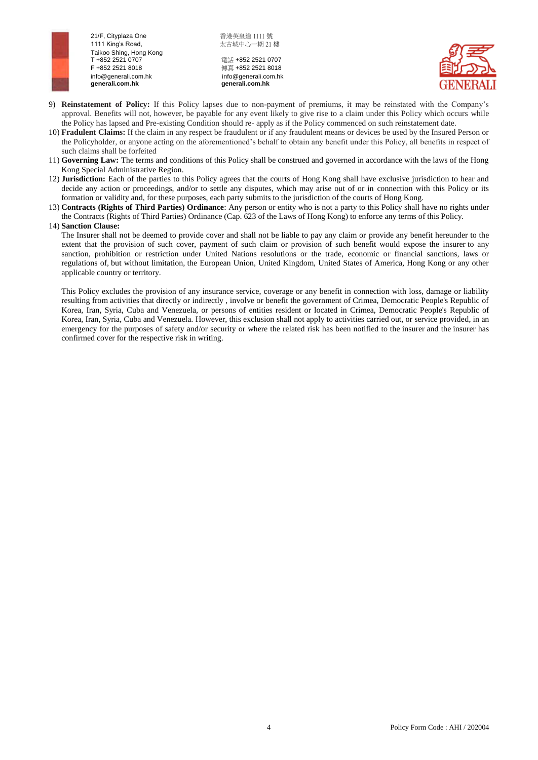9) **Reinstatement of Policy:** If this Policy lapses due to non-payment of premiums, it may be reinstated with the Company's approval. Benefits will not, however, be payable for any event likely to give rise to a claim under this Policy which occurs while the Policy has lapsed and Pre-existing Condition should re- apply as if the Policy commenced on such reinstatement date.
10) **Fradulent Claims:** If the claim in any respect be fraudulent or if any fraudulent means or devices be used by the Insured Person or the Policyholder, or anyone acting on the aforementioned's behalf to obtain any benefit under this Policy, all benefits in respect of such claims shall be forfeited
11) **Governing Law:** The terms and conditions of this Policy shall be construed and governed in accordance with the laws of the Hong Kong Special Administrative Region.
12) **Jurisdiction:** Each of the parties to this Policy agrees that the courts of Hong Kong shall have exclusive jurisdiction to hear and decide any action or proceedings, and/or to settle any disputes, which may arise out of or in connection with this Policy or its formation or validity and, for these purposes, each party submits to the jurisdiction of the courts of Hong Kong.
13) **Contracts (Rights of Third Parties) Ordinance**: Any person or entity who is not a party to this Policy shall have no rights under the Contracts (Rights of Third Parties) Ordinance (Cap. 623 of the Laws of Hong Kong) to enforce any terms of this Policy.
14) **Sanction Clause:**

    The Insurer shall not be deemed to provide cover and shall not be liable to pay any claim or provide any benefit hereunder to the extent that the provision of such cover, payment of such claim or provision of such benefit would expose the insurer to any sanction, prohibition or restriction under United Nations resolutions or the trade, economic or financial sanctions, laws or regulations of, but without limitation, the European Union, United Kingdom, United States of America, Hong Kong or any other applicable country or territory.

    This Policy excludes the provision of any insurance service, coverage or any benefit in connection with loss, damage or liability resulting from activities that directly or indirectly , involve or benefit the government of Crimea, Democratic People's Republic of Korea, Iran, Syria, Cuba and Venezuela, or persons of entities resident or located in Crimea, Democratic People's Republic of Korea, Iran, Syria, Cuba and Venezuela. However, this exclusion shall not apply to activities carried out, or service provided, in an emergency for the purposes of safety and/or security or where the related risk has been notified to the insurer and the insurer has confirmed cover for the respective risk in writing.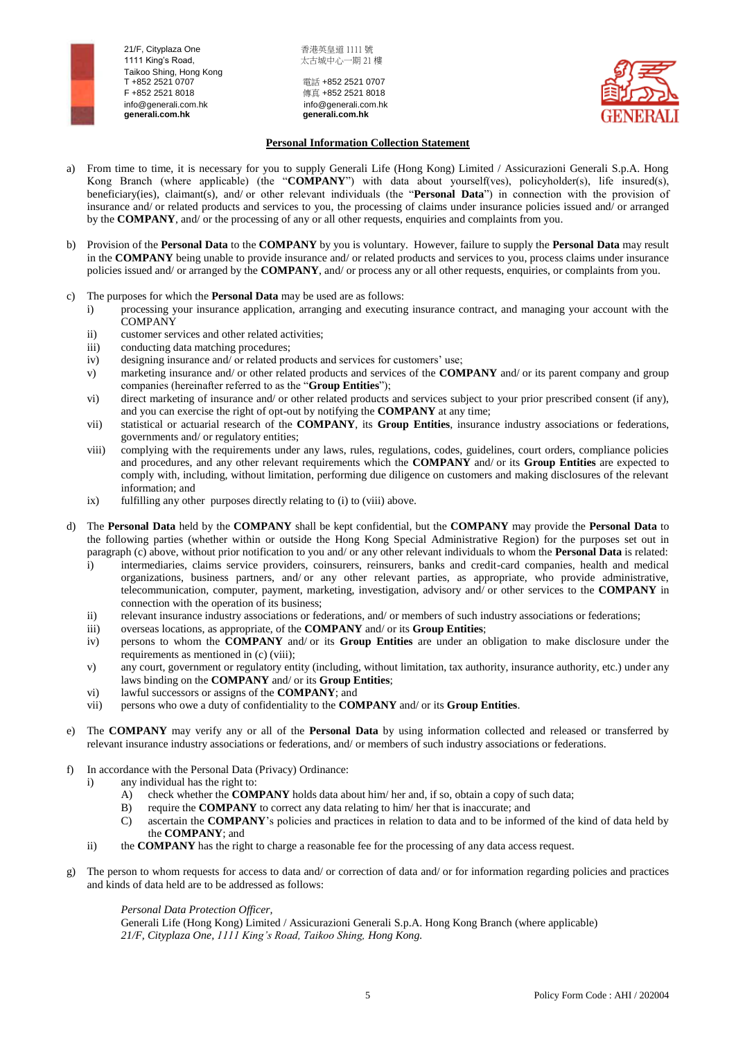21/F, Cityplaza One
1111 King's Road,
Taikoo Shing, Hong Kong
T +852 2521 0707
F +852 2521 8018
info@generali.com.hk
**generali.com.hk**

香港英皇道 1111 號
太古城中心一期 21 樓

電話 +852 2521 0707
傳真 +852 2521 8018
info@generali.com.hk
**generali.com.hk**

GENERALI

## Personal Information Collection Statement

a) From time to time, it is necessary for you to supply Generali Life (Hong Kong) Limited / Assicurazioni Generali S.p.A. Hong Kong Branch (where applicable) (the "**COMPANY**") with data about yourself(ves), policyholder(s), life insured(s), beneficiary(ies), claimant(s), and/ or other relevant individuals (the "**Personal Data**") in connection with the provision of insurance and/ or related products and services to you, the processing of claims under insurance policies issued and/ or arranged by the **COMPANY**, and/ or the processing of any or all other requests, enquiries and complaints from you.

b) Provision of the **Personal Data** to the **COMPANY** by you is voluntary. However, failure to supply the **Personal Data** may result in the **COMPANY** being unable to provide insurance and/ or related products and services to you, process claims under insurance policies issued and/ or arranged by the **COMPANY**, and/ or process any or all other requests, enquiries, or complaints from you.

c) The purposes for which the **Personal Data** may be used are as follows:
   i) processing your insurance application, arranging and executing insurance contract, and managing your account with the COMPANY
   ii) customer services and other related activities;
   iii) conducting data matching procedures;
   iv) designing insurance and/ or related products and services for customers' use;
   v) marketing insurance and/ or other related products and services of the **COMPANY** and/ or its parent company and group companies (hereinafter referred to as the "**Group Entities**");
   vi) direct marketing of insurance and/ or other related products and services subject to your prior prescribed consent (if any), and you can exercise the right of opt-out by notifying the **COMPANY** at any time;
   vii) statistical or actuarial research of the **COMPANY**, its **Group Entities**, insurance industry associations or federations, governments and/ or regulatory entities;
   viii) complying with the requirements under any laws, rules, regulations, codes, guidelines, court orders, compliance policies and procedures, and any other relevant requirements which the **COMPANY** and/ or its **Group Entities** are expected to comply with, including, without limitation, performing due diligence on customers and making disclosures of the relevant information; and
   ix) fulfilling any other purposes directly relating to (i) to (viii) above.

d) The **Personal Data** held by the **COMPANY** shall be kept confidential, but the **COMPANY** may provide the **Personal Data** to the following parties (whether within or outside the Hong Kong Special Administrative Region) for the purposes set out in paragraph (c) above, without prior notification to you and/ or any other relevant individuals to whom the **Personal Data** is related:
   i) intermediaries, claims service providers, coinsurers, reinsurers, banks and credit-card companies, health and medical organizations, business partners, and/ or any other relevant parties, as appropriate, who provide administrative, telecommunication, computer, payment, marketing, investigation, advisory and/ or other services to the **COMPANY** in connection with the operation of its business;
   ii) relevant insurance industry associations or federations, and/ or members of such industry associations or federations;
   iii) overseas locations, as appropriate, of the **COMPANY** and/ or its **Group Entities**;
   iv) persons to whom the **COMPANY** and/ or its **Group Entities** are under an obligation to make disclosure under the requirements as mentioned in (c) (viii);
   v) any court, government or regulatory entity (including, without limitation, tax authority, insurance authority, etc.) under any laws binding on the **COMPANY** and/ or its **Group Entities**;
   vi) lawful successors or assigns of the **COMPANY**; and
   vii) persons who owe a duty of confidentiality to the **COMPANY** and/ or its **Group Entities**.

e) The **COMPANY** may verify any or all of the **Personal Data** by using information collected and released or transferred by relevant insurance industry associations or federations, and/ or members of such industry associations or federations.

f) In accordance with the Personal Data (Privacy) Ordinance:
   i) any individual has the right to:
      A) check whether the **COMPANY** holds data about him/ her and, if so, obtain a copy of such data;
      B) require the **COMPANY** to correct any data relating to him/ her that is inaccurate; and
      C) ascertain the **COMPANY**'s policies and practices in relation to data and to be informed of the kind of data held by the **COMPANY**; and
   ii) the **COMPANY** has the right to charge a reasonable fee for the processing of any data access request.

g) The person to whom requests for access to data and/ or correction of data and/ or for information regarding policies and practices and kinds of data held are to be addressed as follows:

   *Personal Data Protection Officer*,
   Generali Life (Hong Kong) Limited / Assicurazioni Generali S.p.A. Hong Kong Branch (where applicable)
   *21/F, Cityplaza One, 1111 King's Road, Taikoo Shing, Hong Kong.*

Policy Form Code : AHI / 202004